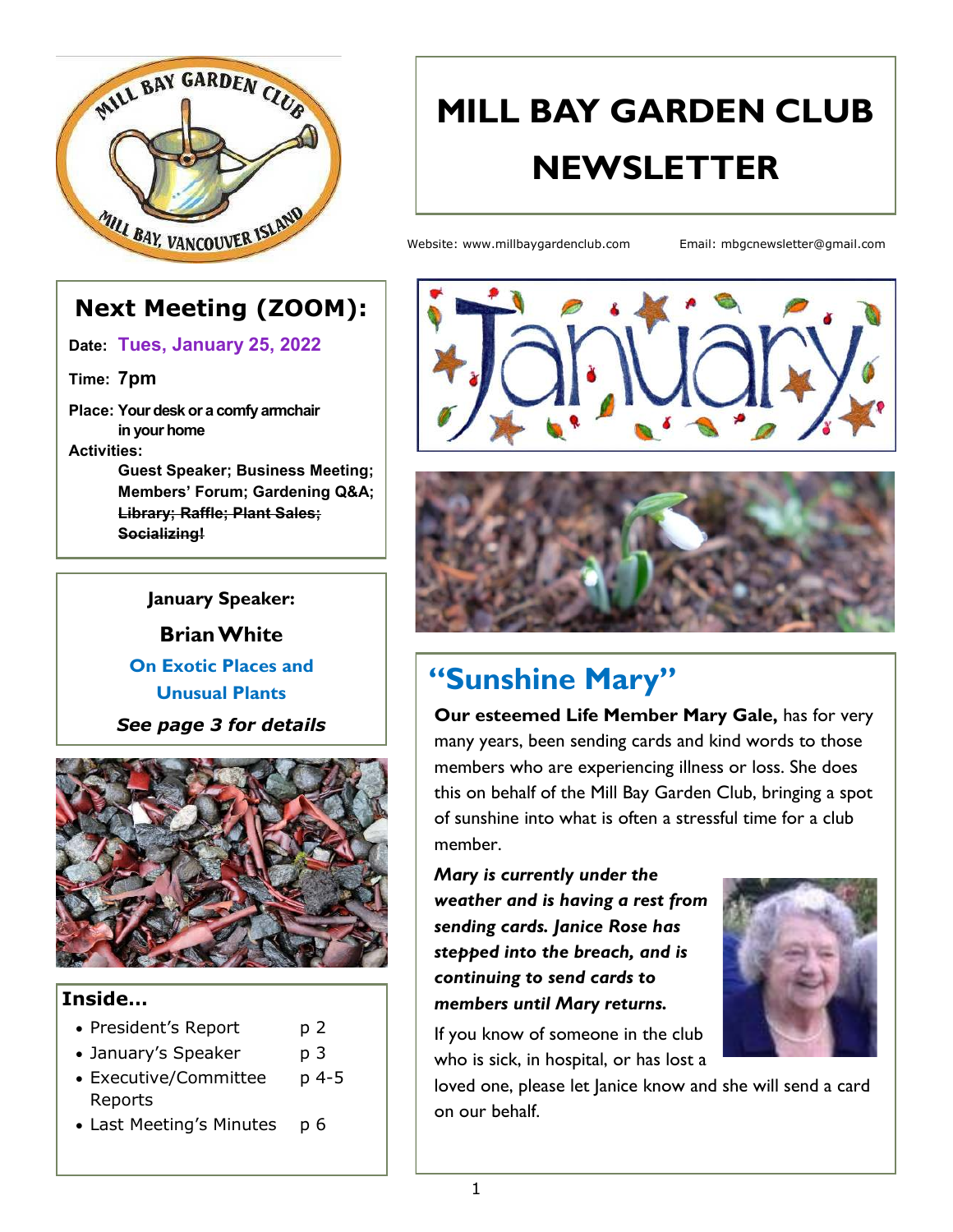# MILL BAY GARDEN CLUB NEWSLETTER

Website: www.millbaygardenclub.com Email: mbgcnewsletter@gmail.com

## Next Meeting (ZOOM):

**Date:** Tues, January 25, 2022

**Time:** 7pm

**Place:** Your desk or a comfy armchair in your home

**Activities:**

Guest Speaker; Business Meeting; Members' Forum; Gardening Q&A; ~~Library; Raffle; Plant Sales; Socializing!~~

**January Speaker:**

**Brian White**

**On Exotic Places and Unusual Plants**

***See page 3 for details***

**Inside...**

- President's Report p 2
- January's Speaker p 3
- Executive/Committee Reports p 4-5
- Last Meeting's Minutes p 6

## "Sunshine Mary"

**Our esteemed Life Member Mary Gale,** has for very many years, been sending cards and kind words to those members who are experiencing illness or loss. She does this on behalf of the Mill Bay Garden Club, bringing a spot of sunshine into what is often a stressful time for a club member.

***Mary is currently under the weather and is having a rest from sending cards. Janice Rose has stepped into the breach, and is continuing to send cards to members until Mary returns.***

If you know of someone in the club who is sick, in hospital, or has lost a loved one, please let Janice know and she will send a card on our behalf.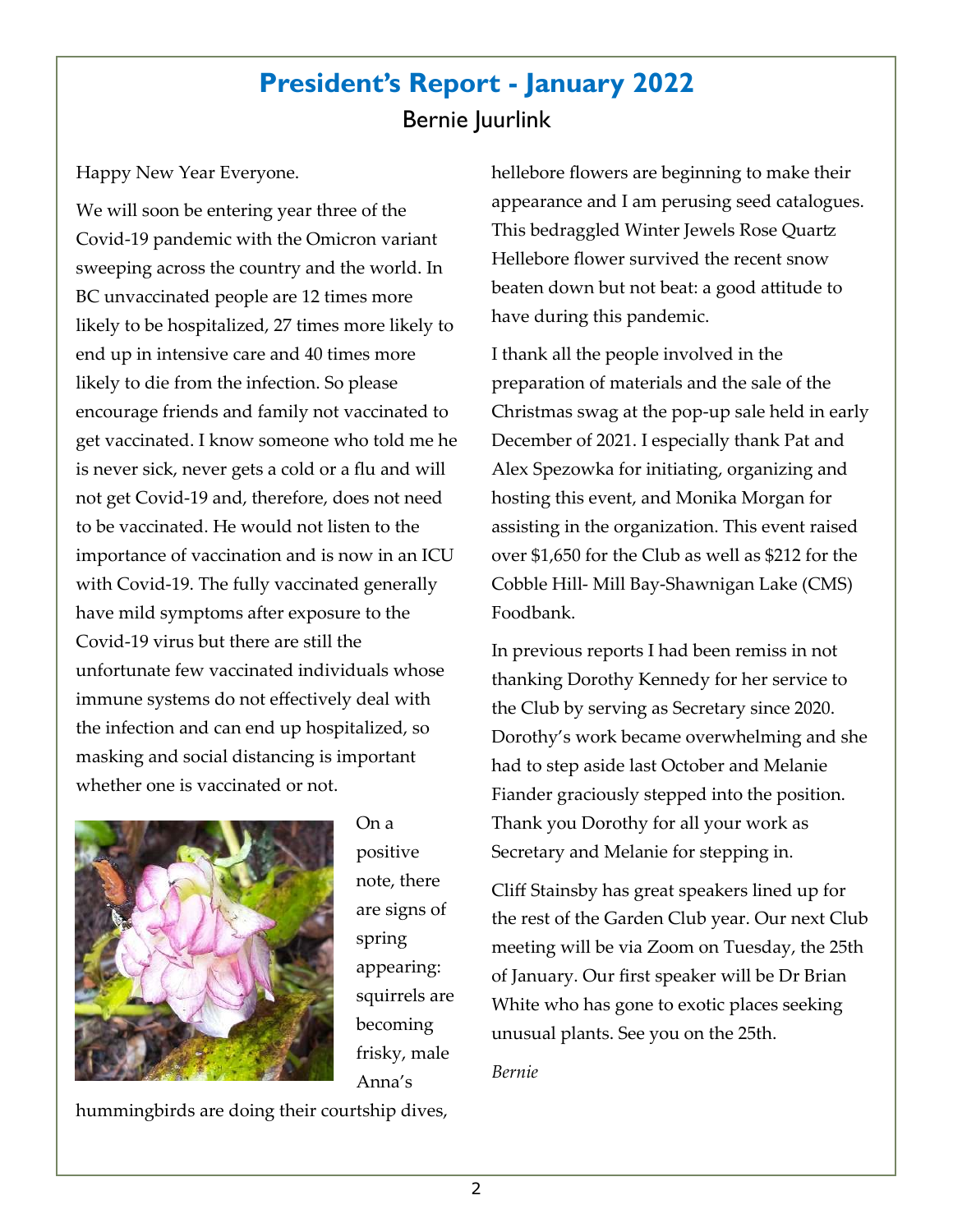# President's Report - January 2022

Bernie Juurlink

Happy New Year Everyone.

We will soon be entering year three of the Covid-19 pandemic with the Omicron variant sweeping across the country and the world. In BC unvaccinated people are 12 times more likely to be hospitalized, 27 times more likely to end up in intensive care and 40 times more likely to die from the infection. So please encourage friends and family not vaccinated to get vaccinated. I know someone who told me he is never sick, never gets a cold or a flu and will not get Covid-19 and, therefore, does not need to be vaccinated. He would not listen to the importance of vaccination and is now in an ICU with Covid-19. The fully vaccinated generally have mild symptoms after exposure to the Covid-19 virus but there are still the unfortunate few vaccinated individuals whose immune systems do not effectively deal with the infection and can end up hospitalized, so masking and social distancing is important whether one is vaccinated or not.

On a positive note, there are signs of spring appearing: squirrels are becoming frisky, male Anna's hummingbirds are doing their courtship dives, hellebore flowers are beginning to make their appearance and I am perusing seed catalogues. This bedraggled Winter Jewels Rose Quartz Hellebore flower survived the recent snow beaten down but not beat: a good attitude to have during this pandemic.

I thank all the people involved in the preparation of materials and the sale of the Christmas swag at the pop-up sale held in early December of 2021. I especially thank Pat and Alex Spezowka for initiating, organizing and hosting this event, and Monika Morgan for assisting in the organization. This event raised over $1,650 for the Club as well as $212 for the Cobble Hill- Mill Bay-Shawnigan Lake (CMS) Foodbank.

In previous reports I had been remiss in not thanking Dorothy Kennedy for her service to the Club by serving as Secretary since 2020. Dorothy's work became overwhelming and she had to step aside last October and Melanie Fiander graciously stepped into the position. Thank you Dorothy for all your work as Secretary and Melanie for stepping in.

Cliff Stainsby has great speakers lined up for the rest of the Garden Club year. Our next Club meeting will be via Zoom on Tuesday, the 25th of January. Our first speaker will be Dr Brian White who has gone to exotic places seeking unusual plants. See you on the 25th.

*Bernie*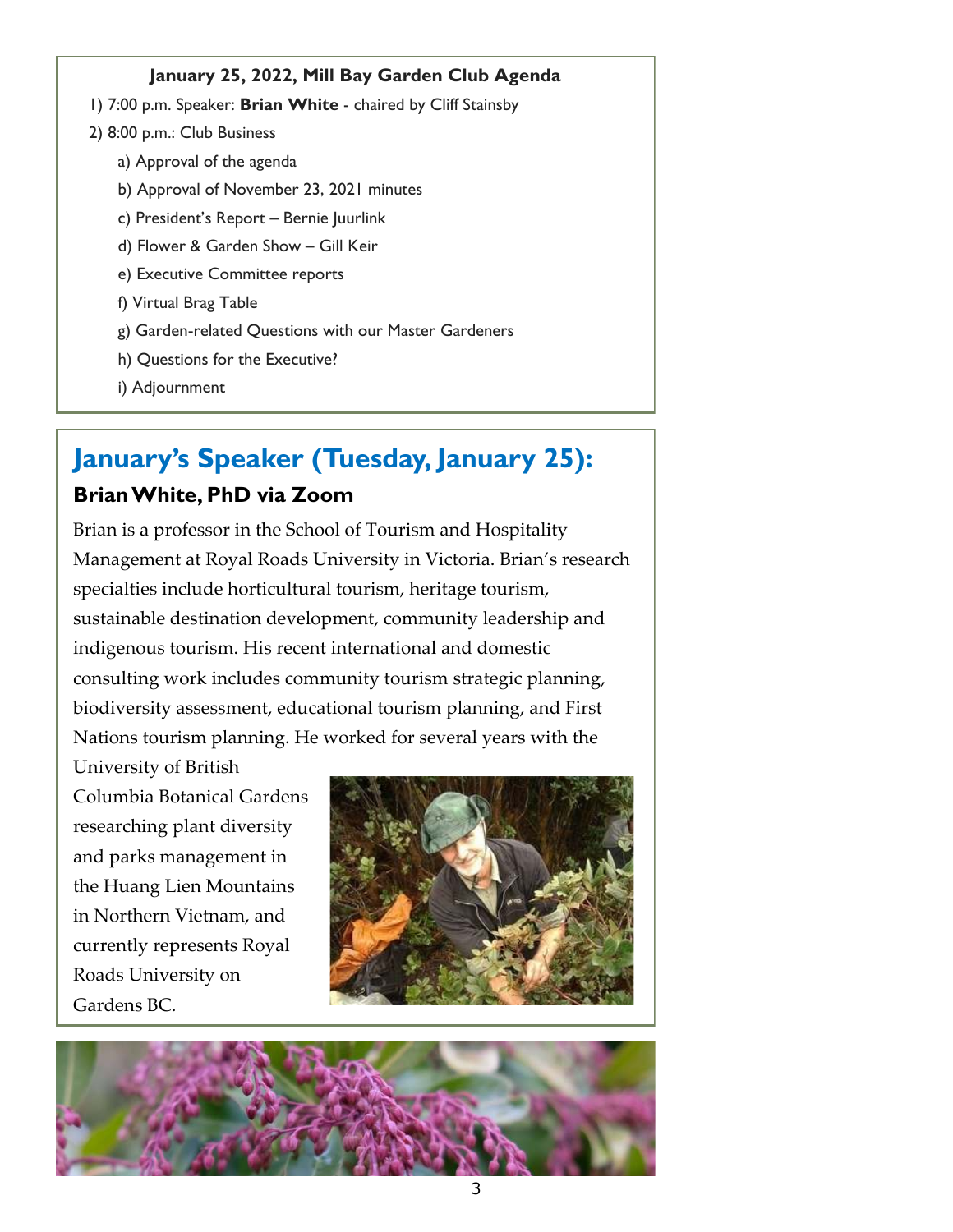**January 25, 2022, Mill Bay Garden Club Agenda**

1) 7:00 p.m. Speaker: **Brian White** - chaired by Cliff Stainsby
2) 8:00 p.m.: Club Business
   a) Approval of the agenda
   b) Approval of November 23, 2021 minutes
   c) President's Report – Bernie Juurlink
   d) Flower & Garden Show – Gill Keir
   e) Executive Committee reports
   f) Virtual Brag Table
   g) Garden-related Questions with our Master Gardeners
   h) Questions for the Executive?
   i) Adjournment

## January's Speaker (Tuesday, January 25):

### Brian White, PhD via Zoom

Brian is a professor in the School of Tourism and Hospitality Management at Royal Roads University in Victoria. Brian's research specialties include horticultural tourism, heritage tourism, sustainable destination development, community leadership and indigenous tourism. His recent international and domestic consulting work includes community tourism strategic planning, biodiversity assessment, educational tourism planning, and First Nations tourism planning. He worked for several years with the University of British Columbia Botanical Gardens researching plant diversity and parks management in the Huang Lien Mountains in Northern Vietnam, and currently represents Royal Roads University on Gardens BC.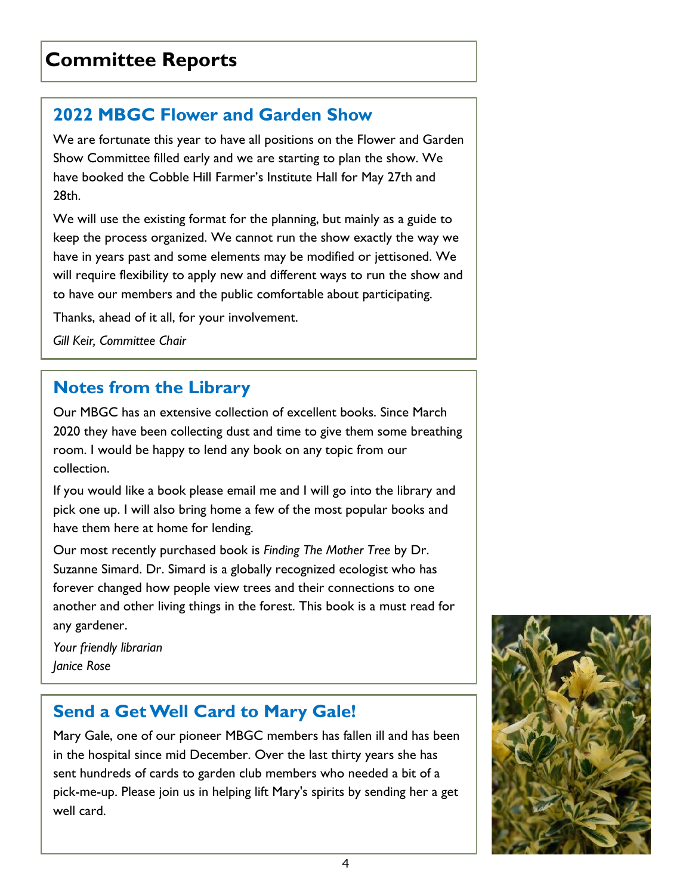# Committee Reports

## 2022 MBGC Flower and Garden Show

We are fortunate this year to have all positions on the Flower and Garden Show Committee filled early and we are starting to plan the show. We have booked the Cobble Hill Farmer's Institute Hall for May 27th and 28th.

We will use the existing format for the planning, but mainly as a guide to keep the process organized. We cannot run the show exactly the way we have in years past and some elements may be modified or jettisoned. We will require flexibility to apply new and different ways to run the show and to have our members and the public comfortable about participating.

Thanks, ahead of it all, for your involvement.

*Gill Keir, Committee Chair*

## Notes from the Library

Our MBGC has an extensive collection of excellent books. Since March 2020 they have been collecting dust and time to give them some breathing room. I would be happy to lend any book on any topic from our collection.

If you would like a book please email me and I will go into the library and pick one up. I will also bring home a few of the most popular books and have them here at home for lending.

Our most recently purchased book is *Finding The Mother Tree* by Dr. Suzanne Simard. Dr. Simard is a globally recognized ecologist who has forever changed how people view trees and their connections to one another and other living things in the forest. This book is a must read for any gardener.

*Your friendly librarian*
*Janice Rose*

## Send a Get Well Card to Mary Gale!

Mary Gale, one of our pioneer MBGC members has fallen ill and has been in the hospital since mid December. Over the last thirty years she has sent hundreds of cards to garden club members who needed a bit of a pick-me-up. Please join us in helping lift Mary's spirits by sending her a get well card.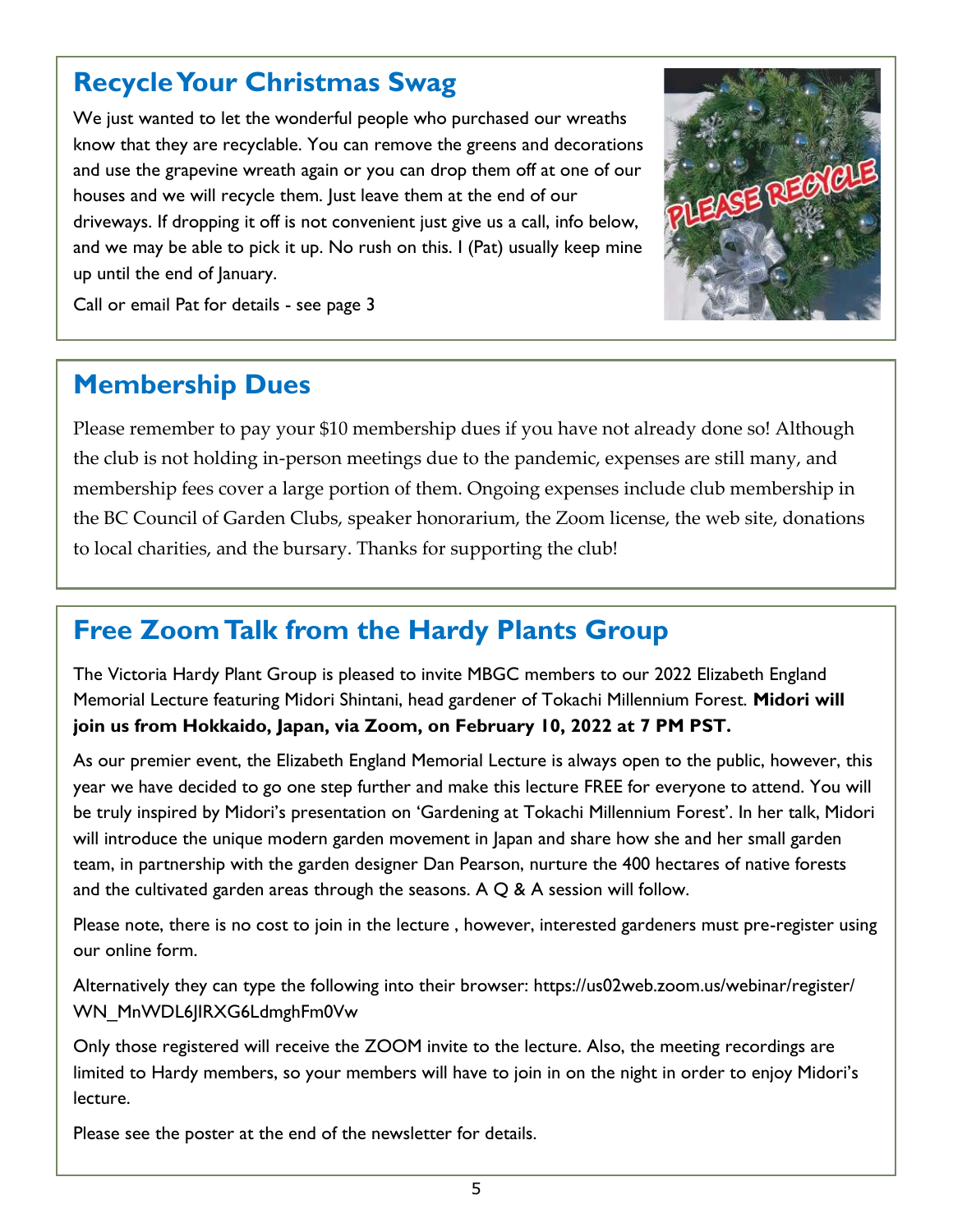## Recycle Your Christmas Swag

We just wanted to let the wonderful people who purchased our wreaths know that they are recyclable. You can remove the greens and decorations and use the grapevine wreath again or you can drop them off at one of our houses and we will recycle them. Just leave them at the end of our driveways. If dropping it off is not convenient just give us a call, info below, and we may be able to pick it up. No rush on this. I (Pat) usually keep mine up until the end of January.

Call or email Pat for details - see page 3

## Membership Dues

Please remember to pay your $10 membership dues if you have not already done so! Although the club is not holding in-person meetings due to the pandemic, expenses are still many, and membership fees cover a large portion of them. Ongoing expenses include club membership in the BC Council of Garden Clubs, speaker honorarium, the Zoom license, the web site, donations to local charities, and the bursary. Thanks for supporting the club!

## Free Zoom Talk from the Hardy Plants Group

The Victoria Hardy Plant Group is pleased to invite MBGC members to our 2022 Elizabeth England Memorial Lecture featuring Midori Shintani, head gardener of Tokachi Millennium Forest. **Midori will join us from Hokkaido, Japan, via Zoom, on February 10, 2022 at 7 PM PST.**

As our premier event, the Elizabeth England Memorial Lecture is always open to the public, however, this year we have decided to go one step further and make this lecture FREE for everyone to attend. You will be truly inspired by Midori's presentation on 'Gardening at Tokachi Millennium Forest'. In her talk, Midori will introduce the unique modern garden movement in Japan and share how she and her small garden team, in partnership with the garden designer Dan Pearson, nurture the 400 hectares of native forests and the cultivated garden areas through the seasons. A Q & A session will follow.

Please note, there is no cost to join in the lecture , however, interested gardeners must pre-register using our online form.

Alternatively they can type the following into their browser: https://us02web.zoom.us/webinar/register/WN_MnWDL6JIRXG6LdmghFm0Vw

Only those registered will receive the ZOOM invite to the lecture. Also, the meeting recordings are limited to Hardy members, so your members will have to join in on the night in order to enjoy Midori's lecture.

Please see the poster at the end of the newsletter for details.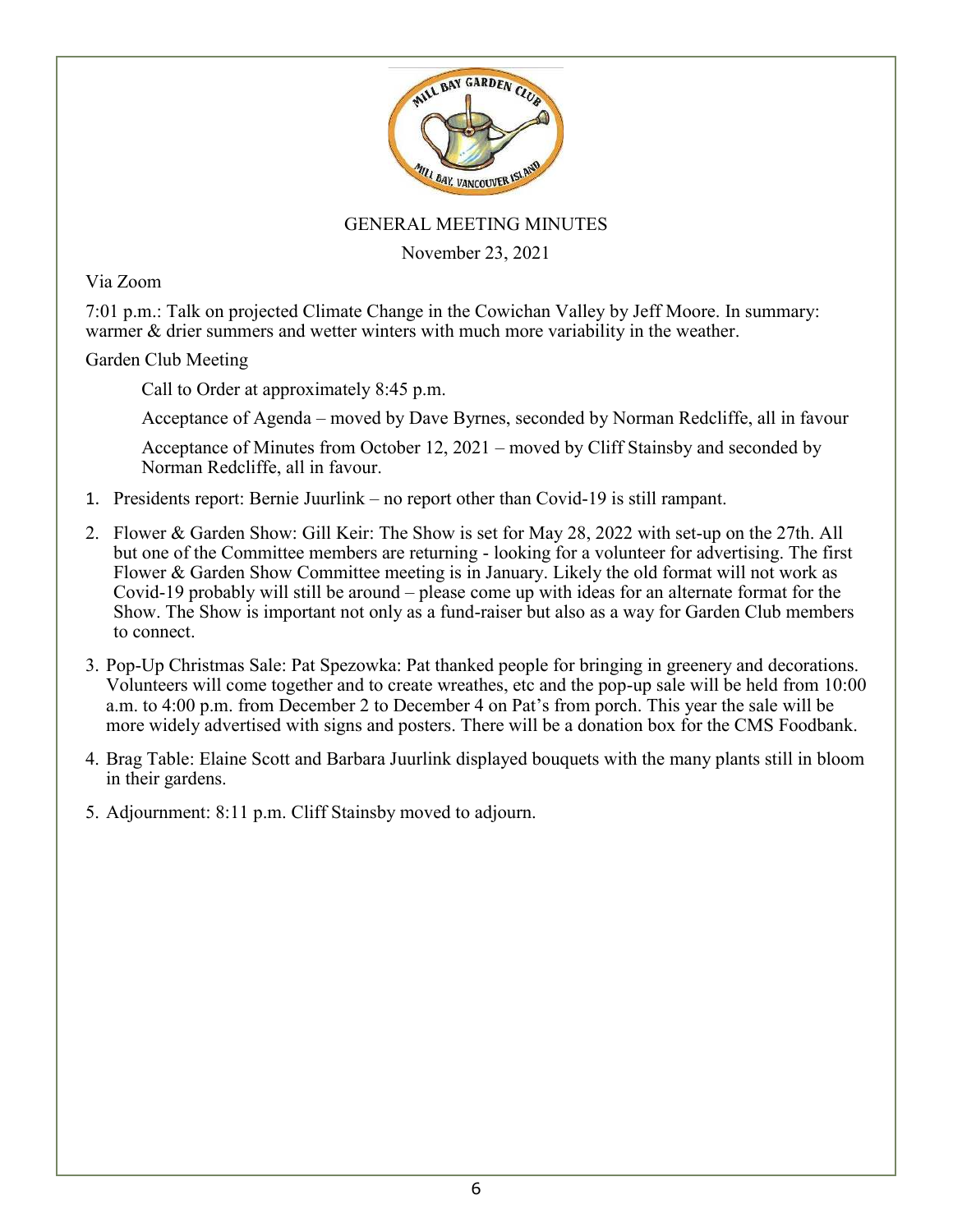# GENERAL MEETING MINUTES

November 23, 2021

Via Zoom

7:01 p.m.: Talk on projected Climate Change in the Cowichan Valley by Jeff Moore. In summary: warmer & drier summers and wetter winters with much more variability in the weather.

Garden Club Meeting

Call to Order at approximately 8:45 p.m.

Acceptance of Agenda – moved by Dave Byrnes, seconded by Norman Redcliffe, all in favour

Acceptance of Minutes from October 12, 2021 – moved by Cliff Stainsby and seconded by Norman Redcliffe, all in favour.

1. Presidents report: Bernie Juurlink – no report other than Covid-19 is still rampant.
2. Flower & Garden Show: Gill Keir: The Show is set for May 28, 2022 with set-up on the 27th. All but one of the Committee members are returning - looking for a volunteer for advertising. The first Flower & Garden Show Committee meeting is in January. Likely the old format will not work as Covid-19 probably will still be around – please come up with ideas for an alternate format for the Show. The Show is important not only as a fund-raiser but also as a way for Garden Club members to connect.
3. Pop-Up Christmas Sale: Pat Spezowka: Pat thanked people for bringing in greenery and decorations. Volunteers will come together and to create wreathes, etc and the pop-up sale will be held from 10:00 a.m. to 4:00 p.m. from December 2 to December 4 on Pat's from porch. This year the sale will be more widely advertised with signs and posters. There will be a donation box for the CMS Foodbank.
4. Brag Table: Elaine Scott and Barbara Juurlink displayed bouquets with the many plants still in bloom in their gardens.
5. Adjournment: 8:11 p.m. Cliff Stainsby moved to adjourn.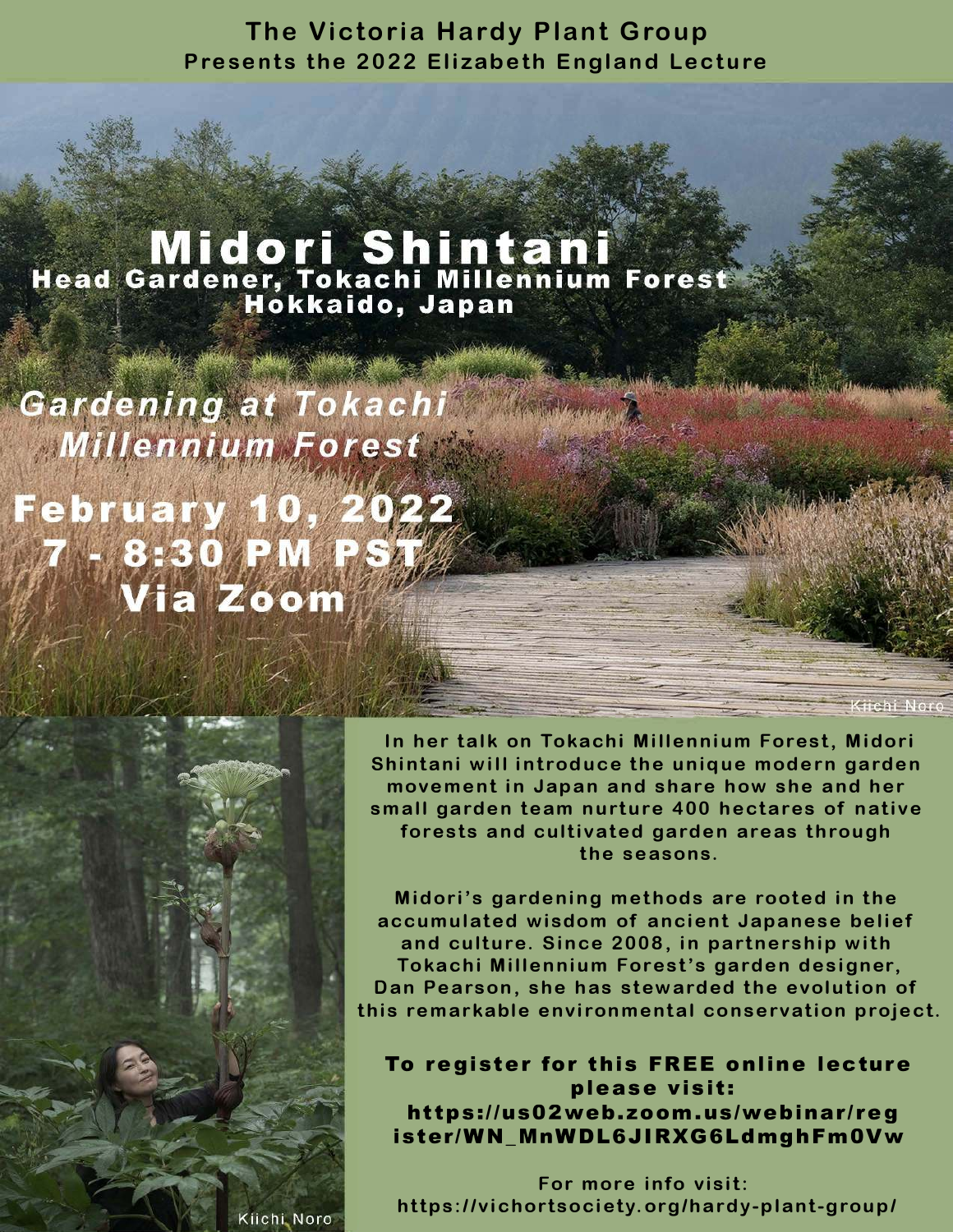**The Victoria Hardy Plant Group**
**Presents the 2022 Elizabeth England Lecture**

# Midori Shintani

## Head Gardener, Tokachi Millennium Forest Hokkaido, Japan

***Gardening at Tokachi Millennium Forest***

**February 10, 2022**
**7 - 8:30 PM PST**
**Via Zoom**

Kiichi Noro

In her talk on Tokachi Millennium Forest, Midori Shintani will introduce the unique modern garden movement in Japan and share how she and her small garden team nurture 400 hectares of native forests and cultivated garden areas through the seasons.

Midori's gardening methods are rooted in the accumulated wisdom of ancient Japanese belief and culture. Since 2008, in partnership with Tokachi Millennium Forest's garden designer, Dan Pearson, she has stewarded the evolution of this remarkable environmental conservation project.

**To register for this FREE online lecture please visit:**
**https://us02web.zoom.us/webinar/register/WN_MnWDL6JIRXG6LdmghFm0Vw**

For more info visit:
https://vichortsociety.org/hardy-plant-group/

Kiichi Noro